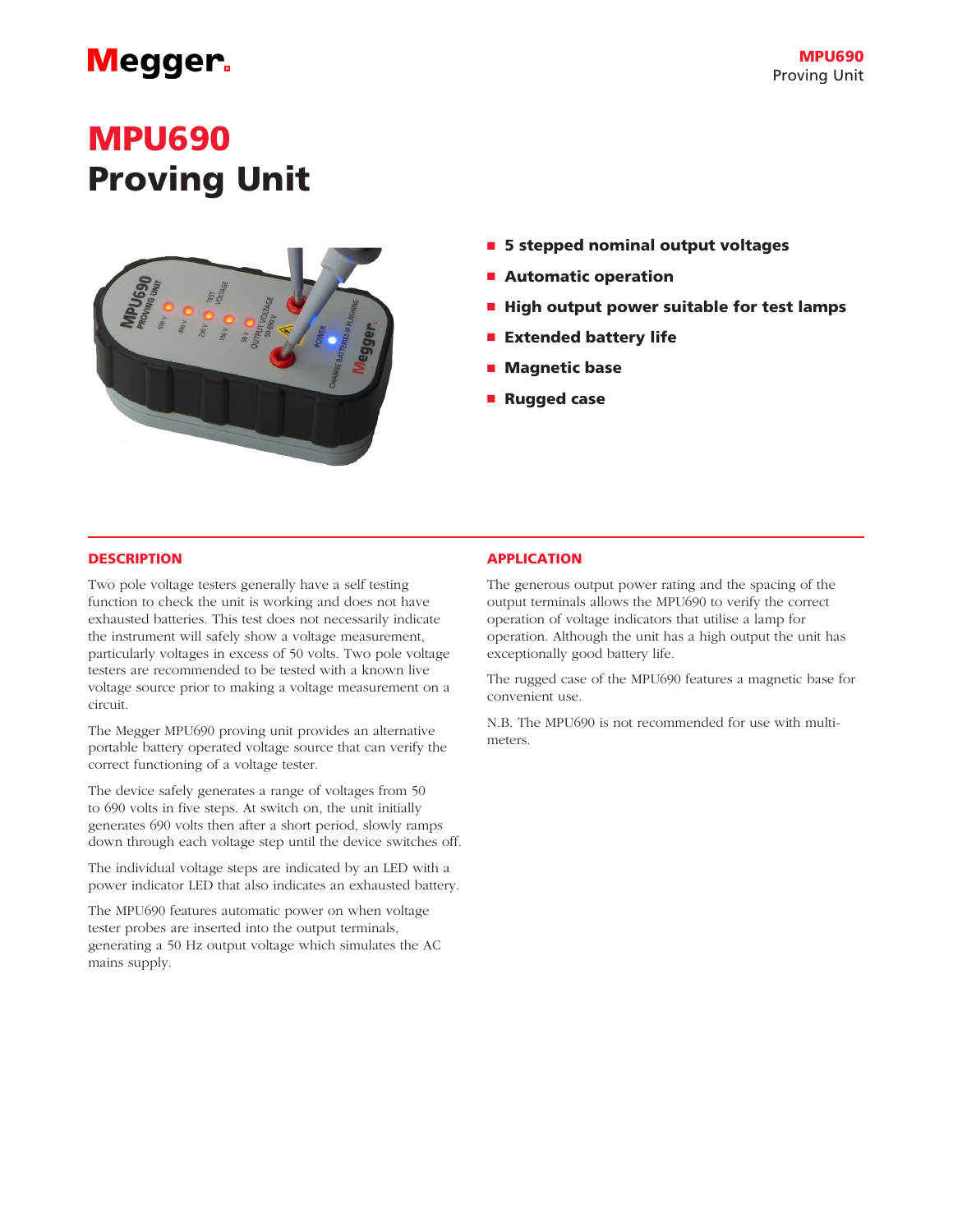# MPU690
# Proving Unit

- **5 stepped nominal output voltages**
- **Automatic operation**
- **High output power suitable for test lamps**
- **Extended battery life**
- **Magnetic base**
- **Rugged case**

## DESCRIPTION

Two pole voltage testers generally have a self testing function to check the unit is working and does not have exhausted batteries. This test does not necessarily indicate the instrument will safely show a voltage measurement, particularly voltages in excess of 50 volts. Two pole voltage testers are recommended to be tested with a known live voltage source prior to making a voltage measurement on a circuit.

The Megger MPU690 proving unit provides an alternative portable battery operated voltage source that can verify the correct functioning of a voltage tester.

The device safely generates a range of voltages from 50 to 690 volts in five steps. At switch on, the unit initially generates 690 volts then after a short period, slowly ramps down through each voltage step until the device switches off.

The individual voltage steps are indicated by an LED with a power indicator LED that also indicates an exhausted battery.

The MPU690 features automatic power on when voltage tester probes are inserted into the output terminals, generating a 50 Hz output voltage which simulates the AC mains supply.

## APPLICATION

The generous output power rating and the spacing of the output terminals allows the MPU690 to verify the correct operation of voltage indicators that utilise a lamp for operation. Although the unit has a high output the unit has exceptionally good battery life.

The rugged case of the MPU690 features a magnetic base for convenient use.

N.B. The MPU690 is not recommended for use with multi-meters.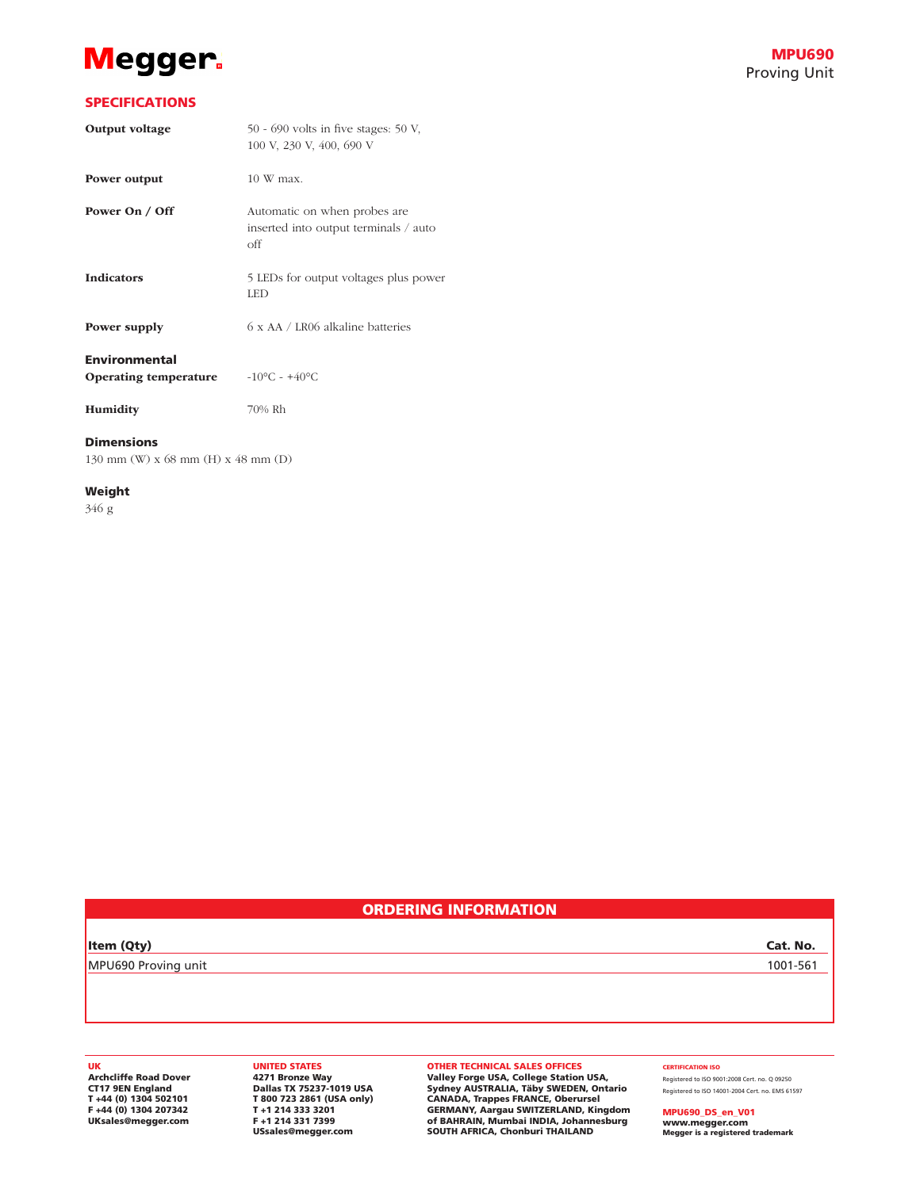## SPECIFICATIONS

| | |
|---|---|
| **Output voltage** | 50 - 690 volts in five stages: 50 V, 100 V, 230 V, 400, 690 V |
| **Power output** | 10 W max. |
| **Power On / Off** | Automatic on when probes are inserted into output terminals / auto off |
| **Indicators** | 5 LEDs for output voltages plus power LED |
| **Power supply** | 6 x AA / LR06 alkaline batteries |

### Environmental

| | |
|---|---|
| **Operating temperature** | -10°C - +40°C |
| **Humidity** | 70% Rh |

### Dimensions

130 mm (W) x 68 mm (H) x 48 mm (D)

### Weight

346 g

## ORDERING INFORMATION

| Item (Qty) | Cat. No. |
|---|---|
| MPU690 Proving unit | 1001-561 |

**UK**
Archcliffe Road Dover
CT17 9EN England
T +44 (0) 1304 502101
F +44 (0) 1304 207342
UKsales@megger.com

**UNITED STATES**
4271 Bronze Way
Dallas TX 75237-1019 USA
T 800 723 2861 (USA only)
T +1 214 333 3201
F +1 214 331 7399
USsales@megger.com

**OTHER TECHNICAL SALES OFFICES**
Valley Forge USA, College Station USA, Sydney AUSTRALIA, Täby SWEDEN, Ontario CANADA, Trappes FRANCE, Oberursel GERMANY, Aargau SWITZERLAND, Kingdom of BAHRAIN, Mumbai INDIA, Johannesburg SOUTH AFRICA, Chonburi THAILAND

**CERTIFICATION ISO**
Registered to ISO 9001:2008 Cert. no. Q 09250
Registered to ISO 14001-2004 Cert. no. EMS 61597

**MPU690_DS_en_V01**
www.megger.com
Megger is a registered trademark